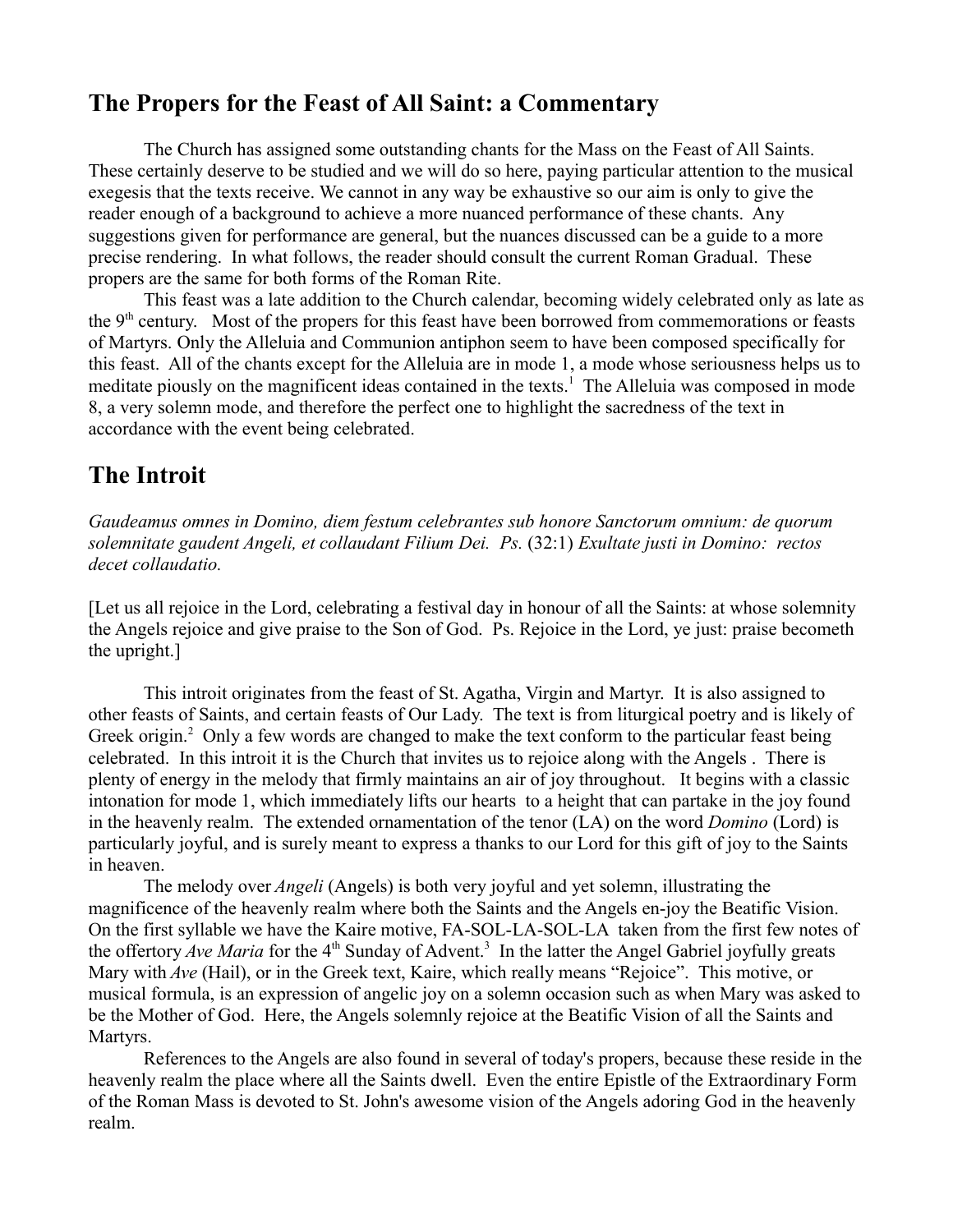## The Propers for the Feast of All Saint: a Commentary

The Church has assigned some outstanding chants for the Mass on the Feast of All Saints. These certainly deserve to be studied and we will do so here, paying particular attention to the musical exegesis that the texts receive. We cannot in any way be exhaustive so our aim is only to give the reader enough of a background to achieve a more nuanced performance of these chants. Any suggestions given for performance are general, but the nuances discussed can be a guide to a more precise rendering. In what follows, the reader should consult the current Roman Gradual. These propers are the same for both forms of the Roman Rite.

This feast was a late addition to the Church calendar, becoming widely celebrated only as late as the 9th century. Most of the propers for this feast have been borrowed from commemorations or feasts of Martyrs. Only the Alleluia and Communion antiphon seem to have been composed specifically for this feast. All of the chants except for the Alleluia are in mode 1, a mode whose seriousness helps us to meditate piously on the magnificent ideas contained in the texts.[1] The Alleluia was composed in mode 8, a very solemn mode, and therefore the perfect one to highlight the sacredness of the text in accordance with the event being celebrated.

## The Introit

*Gaudeamus omnes in Domino, diem festum celebrantes sub honore Sanctorum omnium: de quorum solemnitate gaudent Angeli, et collaudant Filium Dei. Ps.* (32:1) *Exultate justi in Domino: rectos decet collaudatio.*

[Let us all rejoice in the Lord, celebrating a festival day in honour of all the Saints: at whose solemnity the Angels rejoice and give praise to the Son of God. Ps. Rejoice in the Lord, ye just: praise becometh the upright.]

This introit originates from the feast of St. Agatha, Virgin and Martyr. It is also assigned to other feasts of Saints, and certain feasts of Our Lady. The text is from liturgical poetry and is likely of Greek origin.[2] Only a few words are changed to make the text conform to the particular feast being celebrated. In this introit it is the Church that invites us to rejoice along with the Angels . There is plenty of energy in the melody that firmly maintains an air of joy throughout. It begins with a classic intonation for mode 1, which immediately lifts our hearts to a height that can partake in the joy found in the heavenly realm. The extended ornamentation of the tenor (LA) on the word *Domino* (Lord) is particularly joyful, and is surely meant to express a thanks to our Lord for this gift of joy to the Saints in heaven.

The melody over *Angeli* (Angels) is both very joyful and yet solemn, illustrating the magnificence of the heavenly realm where both the Saints and the Angels en-joy the Beatific Vision. On the first syllable we have the Kaire motive, FA-SOL-LA-SOL-LA taken from the first few notes of the offertory *Ave Maria* for the 4th Sunday of Advent.[3] In the latter the Angel Gabriel joyfully greats Mary with *Ave* (Hail), or in the Greek text, Kaire, which really means "Rejoice". This motive, or musical formula, is an expression of angelic joy on a solemn occasion such as when Mary was asked to be the Mother of God. Here, the Angels solemnly rejoice at the Beatific Vision of all the Saints and Martyrs.

References to the Angels are also found in several of today's propers, because these reside in the heavenly realm the place where all the Saints dwell. Even the entire Epistle of the Extraordinary Form of the Roman Mass is devoted to St. John's awesome vision of the Angels adoring God in the heavenly realm.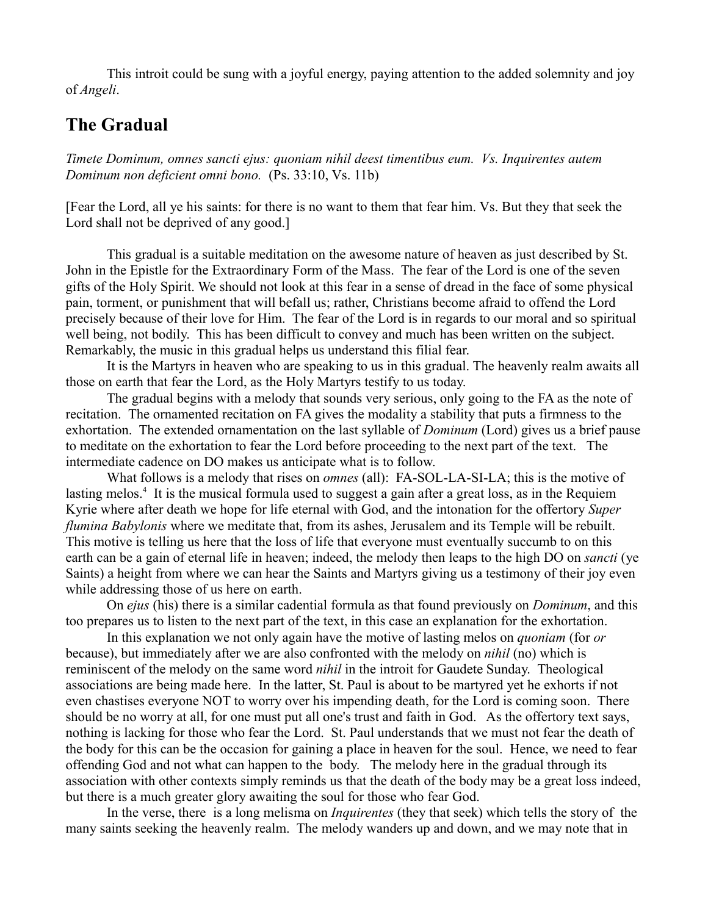This introit could be sung with a joyful energy, paying attention to the added solemnity and joy of *Angeli*.

## The Gradual

*Timete Dominum, omnes sancti ejus: quoniam nihil deest timentibus eum. Vs. Inquirentes autem Dominum non deficient omni bono.* (Ps. 33:10, Vs. 11b)

[Fear the Lord, all ye his saints: for there is no want to them that fear him. Vs. But they that seek the Lord shall not be deprived of any good.]

This gradual is a suitable meditation on the awesome nature of heaven as just described by St. John in the Epistle for the Extraordinary Form of the Mass. The fear of the Lord is one of the seven gifts of the Holy Spirit. We should not look at this fear in a sense of dread in the face of some physical pain, torment, or punishment that will befall us; rather, Christians become afraid to offend the Lord precisely because of their love for Him. The fear of the Lord is in regards to our moral and so spiritual well being, not bodily. This has been difficult to convey and much has been written on the subject. Remarkably, the music in this gradual helps us understand this filial fear.

It is the Martyrs in heaven who are speaking to us in this gradual. The heavenly realm awaits all those on earth that fear the Lord, as the Holy Martyrs testify to us today.

The gradual begins with a melody that sounds very serious, only going to the FA as the note of recitation. The ornamented recitation on FA gives the modality a stability that puts a firmness to the exhortation. The extended ornamentation on the last syllable of *Dominum* (Lord) gives us a brief pause to meditate on the exhortation to fear the Lord before proceeding to the next part of the text. The intermediate cadence on DO makes us anticipate what is to follow.

What follows is a melody that rises on *omnes* (all): FA-SOL-LA-SI-LA; this is the motive of lasting melos.[4] It is the musical formula used to suggest a gain after a great loss, as in the Requiem Kyrie where after death we hope for life eternal with God, and the intonation for the offertory *Super flumina Babylonis* where we meditate that, from its ashes, Jerusalem and its Temple will be rebuilt. This motive is telling us here that the loss of life that everyone must eventually succumb to on this earth can be a gain of eternal life in heaven; indeed, the melody then leaps to the high DO on *sancti* (ye Saints) a height from where we can hear the Saints and Martyrs giving us a testimony of their joy even while addressing those of us here on earth.

On *ejus* (his) there is a similar cadential formula as that found previously on *Dominum*, and this too prepares us to listen to the next part of the text, in this case an explanation for the exhortation.

In this explanation we not only again have the motive of lasting melos on *quoniam* (for *or* because), but immediately after we are also confronted with the melody on *nihil* (no) which is reminiscent of the melody on the same word *nihil* in the introit for Gaudete Sunday. Theological associations are being made here. In the latter, St. Paul is about to be martyred yet he exhorts if not even chastises everyone NOT to worry over his impending death, for the Lord is coming soon. There should be no worry at all, for one must put all one's trust and faith in God. As the offertory text says, nothing is lacking for those who fear the Lord. St. Paul understands that we must not fear the death of the body for this can be the occasion for gaining a place in heaven for the soul. Hence, we need to fear offending God and not what can happen to the body. The melody here in the gradual through its association with other contexts simply reminds us that the death of the body may be a great loss indeed, but there is a much greater glory awaiting the soul for those who fear God.

In the verse, there is a long melisma on *Inquirentes* (they that seek) which tells the story of the many saints seeking the heavenly realm. The melody wanders up and down, and we may note that in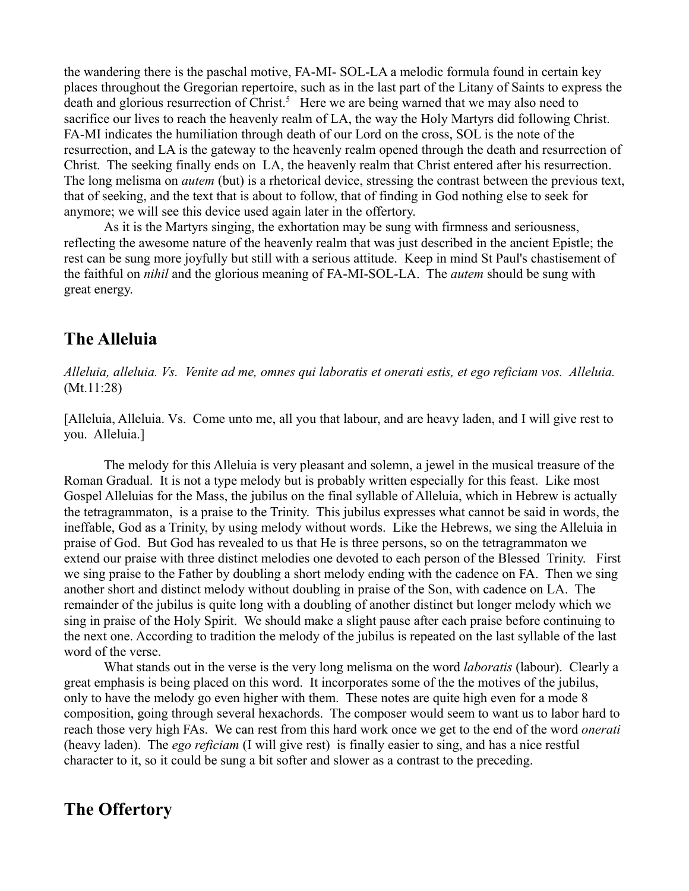the wandering there is the paschal motive, FA-MI- SOL-LA a melodic formula found in certain key places throughout the Gregorian repertoire, such as in the last part of the Litany of Saints to express the death and glorious resurrection of Christ.[5] Here we are being warned that we may also need to sacrifice our lives to reach the heavenly realm of LA, the way the Holy Martyrs did following Christ. FA-MI indicates the humiliation through death of our Lord on the cross, SOL is the note of the resurrection, and LA is the gateway to the heavenly realm opened through the death and resurrection of Christ. The seeking finally ends on LA, the heavenly realm that Christ entered after his resurrection. The long melisma on *autem* (but) is a rhetorical device, stressing the contrast between the previous text, that of seeking, and the text that is about to follow, that of finding in God nothing else to seek for anymore; we will see this device used again later in the offertory.

As it is the Martyrs singing, the exhortation may be sung with firmness and seriousness, reflecting the awesome nature of the heavenly realm that was just described in the ancient Epistle; the rest can be sung more joyfully but still with a serious attitude. Keep in mind St Paul's chastisement of the faithful on *nihil* and the glorious meaning of FA-MI-SOL-LA. The *autem* should be sung with great energy.

## The Alleluia

*Alleluia, alleluia. Vs. Venite ad me, omnes qui laboratis et onerati estis, et ego reficiam vos. Alleluia.* (Mt.11:28)

[Alleluia, Alleluia. Vs. Come unto me, all you that labour, and are heavy laden, and I will give rest to you. Alleluia.]

The melody for this Alleluia is very pleasant and solemn, a jewel in the musical treasure of the Roman Gradual. It is not a type melody but is probably written especially for this feast. Like most Gospel Alleluias for the Mass, the jubilus on the final syllable of Alleluia, which in Hebrew is actually the tetragrammaton, is a praise to the Trinity. This jubilus expresses what cannot be said in words, the ineffable, God as a Trinity, by using melody without words. Like the Hebrews, we sing the Alleluia in praise of God. But God has revealed to us that He is three persons, so on the tetragrammaton we extend our praise with three distinct melodies one devoted to each person of the Blessed Trinity. First we sing praise to the Father by doubling a short melody ending with the cadence on FA. Then we sing another short and distinct melody without doubling in praise of the Son, with cadence on LA. The remainder of the jubilus is quite long with a doubling of another distinct but longer melody which we sing in praise of the Holy Spirit. We should make a slight pause after each praise before continuing to the next one. According to tradition the melody of the jubilus is repeated on the last syllable of the last word of the verse.

What stands out in the verse is the very long melisma on the word *laboratis* (labour). Clearly a great emphasis is being placed on this word. It incorporates some of the the motives of the jubilus, only to have the melody go even higher with them. These notes are quite high even for a mode 8 composition, going through several hexachords. The composer would seem to want us to labor hard to reach those very high FAs. We can rest from this hard work once we get to the end of the word *onerati* (heavy laden). The *ego reficiam* (I will give rest) is finally easier to sing, and has a nice restful character to it, so it could be sung a bit softer and slower as a contrast to the preceding.

## The Offertory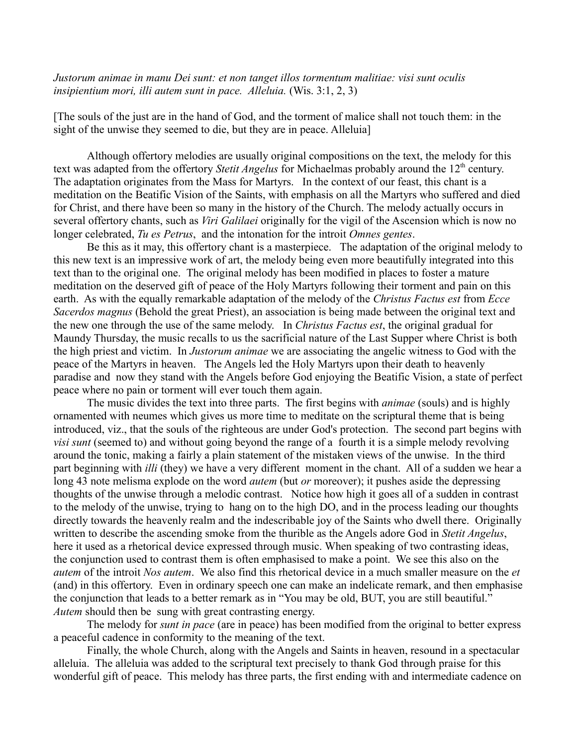*Justorum animae in manu Dei sunt: et non tanget illos tormentum malitiae: visi sunt oculis insipientium mori, illi autem sunt in pace. Alleluia.* (Wis. 3:1, 2, 3)

[The souls of the just are in the hand of God, and the torment of malice shall not touch them: in the sight of the unwise they seemed to die, but they are in peace. Alleluia]

Although offertory melodies are usually original compositions on the text, the melody for this text was adapted from the offertory *Stetit Angelus* for Michaelmas probably around the 12th century. The adaptation originates from the Mass for Martyrs. In the context of our feast, this chant is a meditation on the Beatific Vision of the Saints, with emphasis on all the Martyrs who suffered and died for Christ, and there have been so many in the history of the Church. The melody actually occurs in several offertory chants, such as *Viri Galilaei* originally for the vigil of the Ascension which is now no longer celebrated, *Tu es Petrus*, and the intonation for the introit *Omnes gentes*.

Be this as it may, this offertory chant is a masterpiece. The adaptation of the original melody to this new text is an impressive work of art, the melody being even more beautifully integrated into this text than to the original one. The original melody has been modified in places to foster a mature meditation on the deserved gift of peace of the Holy Martyrs following their torment and pain on this earth. As with the equally remarkable adaptation of the melody of the *Christus Factus est* from *Ecce Sacerdos magnus* (Behold the great Priest), an association is being made between the original text and the new one through the use of the same melody. In *Christus Factus est*, the original gradual for Maundy Thursday, the music recalls to us the sacrificial nature of the Last Supper where Christ is both the high priest and victim. In *Justorum animae* we are associating the angelic witness to God with the peace of the Martyrs in heaven. The Angels led the Holy Martyrs upon their death to heavenly paradise and now they stand with the Angels before God enjoying the Beatific Vision, a state of perfect peace where no pain or torment will ever touch them again.

The music divides the text into three parts. The first begins with *animae* (souls) and is highly ornamented with neumes which gives us more time to meditate on the scriptural theme that is being introduced, viz., that the souls of the righteous are under God's protection. The second part begins with *visi sunt* (seemed to) and without going beyond the range of a fourth it is a simple melody revolving around the tonic, making a fairly a plain statement of the mistaken views of the unwise. In the third part beginning with *illi* (they) we have a very different moment in the chant. All of a sudden we hear a long 43 note melisma explode on the word *autem* (but *or* moreover); it pushes aside the depressing thoughts of the unwise through a melodic contrast. Notice how high it goes all of a sudden in contrast to the melody of the unwise, trying to hang on to the high DO, and in the process leading our thoughts directly towards the heavenly realm and the indescribable joy of the Saints who dwell there. Originally written to describe the ascending smoke from the thurible as the Angels adore God in *Stetit Angelus*, here it used as a rhetorical device expressed through music. When speaking of two contrasting ideas, the conjunction used to contrast them is often emphasised to make a point. We see this also on the *autem* of the introit *Nos autem*. We also find this rhetorical device in a much smaller measure on the *et* (and) in this offertory. Even in ordinary speech one can make an indelicate remark, and then emphasise the conjunction that leads to a better remark as in "You may be old, BUT, you are still beautiful." *Autem* should then be sung with great contrasting energy.

The melody for *sunt in pace* (are in peace) has been modified from the original to better express a peaceful cadence in conformity to the meaning of the text.

Finally, the whole Church, along with the Angels and Saints in heaven, resound in a spectacular alleluia. The alleluia was added to the scriptural text precisely to thank God through praise for this wonderful gift of peace. This melody has three parts, the first ending with and intermediate cadence on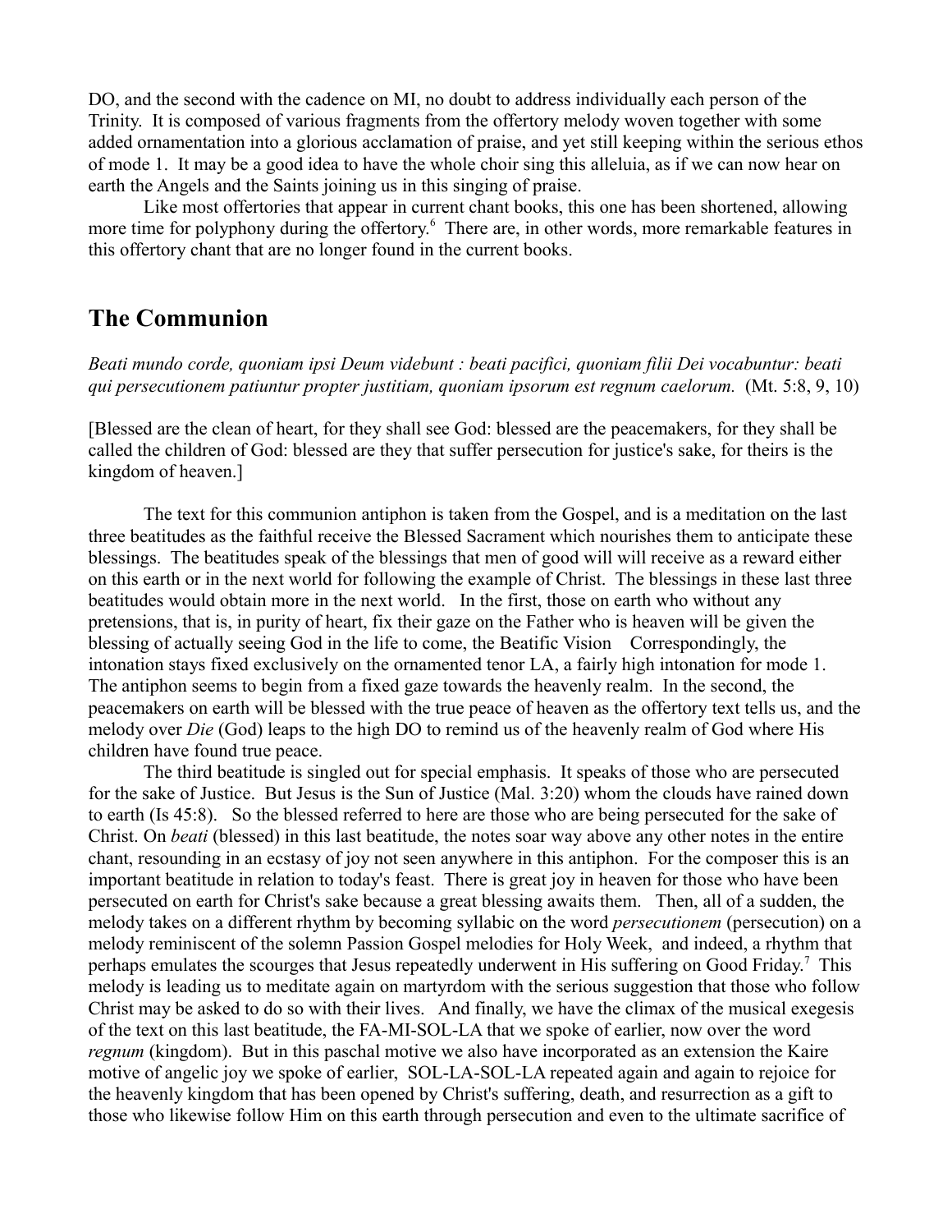DO, and the second with the cadence on MI, no doubt to address individually each person of the Trinity. It is composed of various fragments from the offertory melody woven together with some added ornamentation into a glorious acclamation of praise, and yet still keeping within the serious ethos of mode 1. It may be a good idea to have the whole choir sing this alleluia, as if we can now hear on earth the Angels and the Saints joining us in this singing of praise.

Like most offertories that appear in current chant books, this one has been shortened, allowing more time for polyphony during the offertory.[6] There are, in other words, more remarkable features in this offertory chant that are no longer found in the current books.

## The Communion

*Beati mundo corde, quoniam ipsi Deum videbunt : beati pacifici, quoniam filii Dei vocabuntur: beati qui persecutionem patiuntur propter justitiam, quoniam ipsorum est regnum caelorum.* (Mt. 5:8, 9, 10)

[Blessed are the clean of heart, for they shall see God: blessed are the peacemakers, for they shall be called the children of God: blessed are they that suffer persecution for justice's sake, for theirs is the kingdom of heaven.]

The text for this communion antiphon is taken from the Gospel, and is a meditation on the last three beatitudes as the faithful receive the Blessed Sacrament which nourishes them to anticipate these blessings. The beatitudes speak of the blessings that men of good will will receive as a reward either on this earth or in the next world for following the example of Christ. The blessings in these last three beatitudes would obtain more in the next world. In the first, those on earth who without any pretensions, that is, in purity of heart, fix their gaze on the Father who is heaven will be given the blessing of actually seeing God in the life to come, the Beatific Vision Correspondingly, the intonation stays fixed exclusively on the ornamented tenor LA, a fairly high intonation for mode 1. The antiphon seems to begin from a fixed gaze towards the heavenly realm. In the second, the peacemakers on earth will be blessed with the true peace of heaven as the offertory text tells us, and the melody over *Die* (God) leaps to the high DO to remind us of the heavenly realm of God where His children have found true peace.

The third beatitude is singled out for special emphasis. It speaks of those who are persecuted for the sake of Justice. But Jesus is the Sun of Justice (Mal. 3:20) whom the clouds have rained down to earth (Is 45:8). So the blessed referred to here are those who are being persecuted for the sake of Christ. On *beati* (blessed) in this last beatitude, the notes soar way above any other notes in the entire chant, resounding in an ecstasy of joy not seen anywhere in this antiphon. For the composer this is an important beatitude in relation to today's feast. There is great joy in heaven for those who have been persecuted on earth for Christ's sake because a great blessing awaits them. Then, all of a sudden, the melody takes on a different rhythm by becoming syllabic on the word *persecutionem* (persecution) on a melody reminiscent of the solemn Passion Gospel melodies for Holy Week, and indeed, a rhythm that perhaps emulates the scourges that Jesus repeatedly underwent in His suffering on Good Friday.[7] This melody is leading us to meditate again on martyrdom with the serious suggestion that those who follow Christ may be asked to do so with their lives. And finally, we have the climax of the musical exegesis of the text on this last beatitude, the FA-MI-SOL-LA that we spoke of earlier, now over the word *regnum* (kingdom). But in this paschal motive we also have incorporated as an extension the Kaire motive of angelic joy we spoke of earlier, SOL-LA-SOL-LA repeated again and again to rejoice for the heavenly kingdom that has been opened by Christ's suffering, death, and resurrection as a gift to those who likewise follow Him on this earth through persecution and even to the ultimate sacrifice of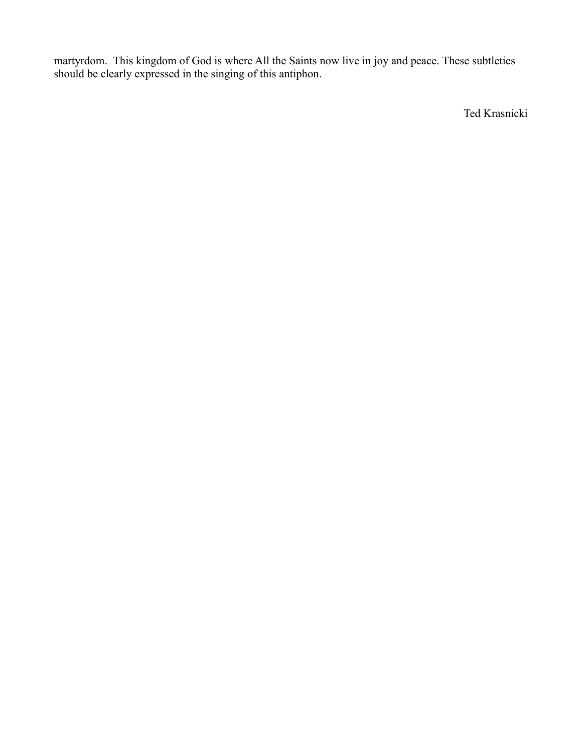martyrdom. This kingdom of God is where All the Saints now live in joy and peace. These subtleties should be clearly expressed in the singing of this antiphon.

Ted Krasnicki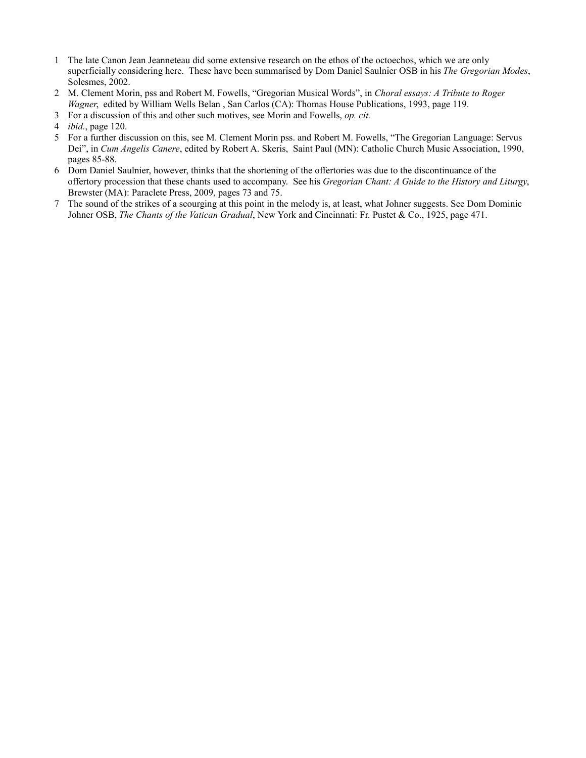1. The late Canon Jean Jeanneteau did some extensive research on the ethos of the octoechos, which we are only superficially considering here. These have been summarised by Dom Daniel Saulnier OSB in his *The Gregorian Modes*, Solesmes, 2002.
2. M. Clement Morin, pss and Robert M. Fowells, "Gregorian Musical Words", in *Choral essays: A Tribute to Roger Wagner*, edited by William Wells Belan , San Carlos (CA): Thomas House Publications, 1993, page 119.
3. For a discussion of this and other such motives, see Morin and Fowells, *op. cit.*
4. *ibid.*, page 120.
5. For a further discussion on this, see M. Clement Morin pss. and Robert M. Fowells, "The Gregorian Language: Servus Dei", in *Cum Angelis Canere*, edited by Robert A. Skeris, Saint Paul (MN): Catholic Church Music Association, 1990, pages 85-88.
6. Dom Daniel Saulnier, however, thinks that the shortening of the offertories was due to the discontinuance of the offertory procession that these chants used to accompany. See his *Gregorian Chant: A Guide to the History and Liturgy*, Brewster (MA): Paraclete Press, 2009, pages 73 and 75.
7. The sound of the strikes of a scourging at this point in the melody is, at least, what Johner suggests. See Dom Dominic Johner OSB, *The Chants of the Vatican Gradual*, New York and Cincinnati: Fr. Pustet & Co., 1925, page 471.